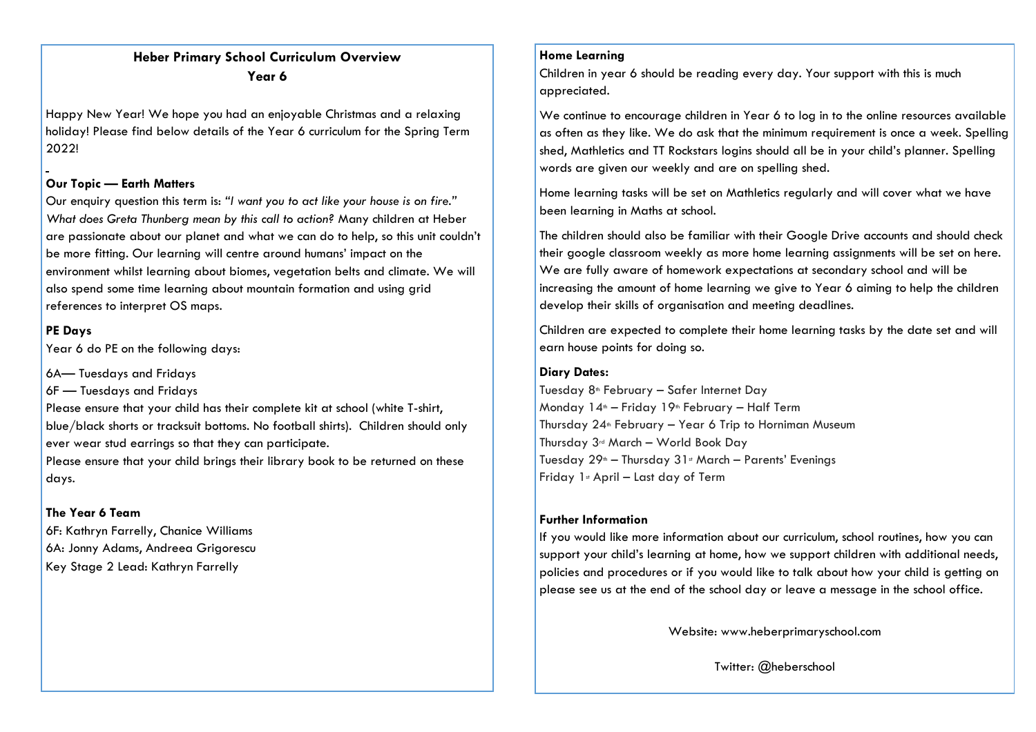# Heber Primary School Curriculum Overview

## Year 6

Happy New Year! We hope you had an enjoyable Christmas and a relaxing holiday! Please find below details of the Year 6 curriculum for the Spring Term 2022!

**Our Topic — Earth Matters**

Our enquiry question this term is: *"I want you to act like your house is on fire." What does Greta Thunberg mean by this call to action?* Many children at Heber are passionate about our planet and what we can do to help, so this unit couldn't be more fitting. Our learning will centre around humans' impact on the environment whilst learning about biomes, vegetation belts and climate. We will also spend some time learning about mountain formation and using grid references to interpret OS maps.

**PE Days**

Year 6 do PE on the following days:

6A— Tuesdays and Fridays

6F — Tuesdays and Fridays

Please ensure that your child has their complete kit at school (white T-shirt, blue/black shorts or tracksuit bottoms. No football shirts). Children should only ever wear stud earrings so that they can participate.

Please ensure that your child brings their library book to be returned on these days.

**The Year 6 Team**

6F: Kathryn Farrelly, Chanice Williams

6A: Jonny Adams, Andreea Grigorescu

Key Stage 2 Lead: Kathryn Farrelly

**Home Learning**

Children in year 6 should be reading every day. Your support with this is much appreciated.

We continue to encourage children in Year 6 to log in to the online resources available as often as they like. We do ask that the minimum requirement is once a week. Spelling shed, Mathletics and TT Rockstars logins should all be in your child's planner. Spelling words are given our weekly and are on spelling shed.

Home learning tasks will be set on Mathletics regularly and will cover what we have been learning in Maths at school.

The children should also be familiar with their Google Drive accounts and should check their google classroom weekly as more home learning assignments will be set on here. We are fully aware of homework expectations at secondary school and will be increasing the amount of home learning we give to Year 6 aiming to help the children develop their skills of organisation and meeting deadlines.

Children are expected to complete their home learning tasks by the date set and will earn house points for doing so.

**Diary Dates:**

Tuesday 8th February – Safer Internet Day

Monday 14th – Friday 19th February – Half Term

Thursday 24th February – Year 6 Trip to Horniman Museum

Thursday 3rd March – World Book Day

Tuesday 29th – Thursday 31st March – Parents' Evenings

Friday 1st April – Last day of Term

**Further Information**

If you would like more information about our curriculum, school routines, how you can support your child's learning at home, how we support children with additional needs, policies and procedures or if you would like to talk about how your child is getting on please see us at the end of the school day or leave a message in the school office.

Website: www.heberprimaryschool.com

Twitter: @heberschool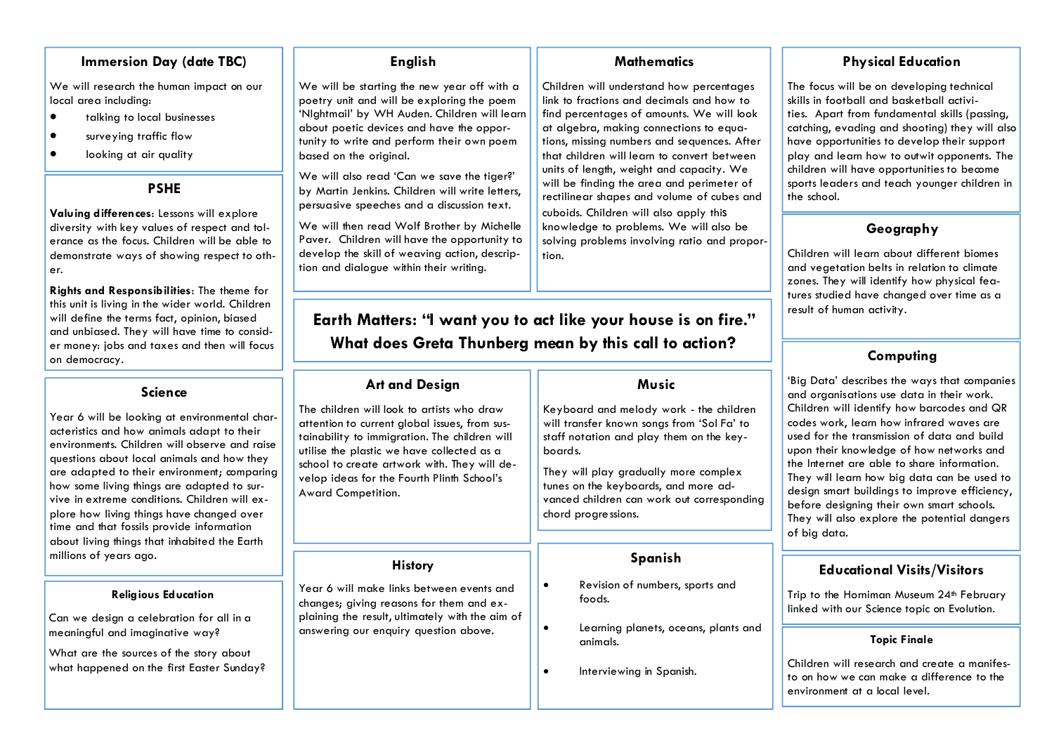## Earth Matters: "I want you to act like your house is on fire." What does Greta Thunberg mean by this call to action?

### Immersion Day (date TBC)

We will research the human impact on our local area including:

- talking to local businesses
- surveying traffic flow
- looking at air quality

### PSHE

**Valuing differences**: Lessons will explore diversity with key values of respect and tolerance as the focus. Children will be able to demonstrate ways of showing respect to other.

**Rights and Responsibilities**: The theme for this unit is living in the wider world. Children will define the terms fact, opinion, biased and unbiased. They will have time to consider money: jobs and taxes and then will focus on democracy.

### Science

Year 6 will be looking at environmental characteristics and how animals adapt to their environments. Children will observe and raise questions about local animals and how they are adapted to their environment; comparing how some living things are adapted to survive in extreme conditions. Children will explore how living things have changed over time and that fossils provide information about living things that inhabited the Earth millions of years ago.

### Religious Education

Can we design a celebration for all in a meaningful and imaginative way?

What are the sources of the story about what happened on the first Easter Sunday?

### English

We will be starting the new year off with a poetry unit and will be exploring the poem 'NIghtmail' by WH Auden. Children will learn about poetic devices and have the opportunity to write and perform their own poem based on the original.

We will also read 'Can we save the tiger?' by Martin Jenkins. Children will write letters, persuasive speeches and a discussion text.

We will then read Wolf Brother by Michelle Paver. Children will have the opportunity to develop the skill of weaving action, description and dialogue within their writing.

### Mathematics

Children will understand how percentages link to fractions and decimals and how to find percentages of amounts. We will look at algebra, making connections to equations, missing numbers and sequences. After that children will learn to convert between units of length, weight and capacity. We will be finding the area and perimeter of rectilinear shapes and volume of cubes and cuboids. Children will also apply this knowledge to problems. We will also be solving problems involving ratio and proportion.

### Art and Design

The children will look to artists who draw attention to current global issues, from sustainability to immigration. The children will utilise the plastic we have collected as a school to create artwork with. They will develop ideas for the Fourth Plinth School's Award Competition.

### Music

Keyboard and melody work - the children will transfer known songs from 'Sol Fa' to staff notation and play them on the keyboards.

They will play gradually more complex tunes on the keyboards, and more advanced children can work out corresponding chord progressions.

### History

Year 6 will make links between events and changes; giving reasons for them and explaining the result, ultimately with the aim of answering our enquiry question above.

### Spanish

- Revision of numbers, sports and foods.
- Learning planets, oceans, plants and animals.
- Interviewing in Spanish.

### Physical Education

The focus will be on developing technical skills in football and basketball activities. Apart from fundamental skills (passing, catching, evading and shooting) they will also have opportunities to develop their support play and learn how to outwit opponents. The children will have opportunities to become sports leaders and teach younger children in the school.

### Geography

Children will learn about different biomes and vegetation belts in relation to climate zones. They will identify how physical features studied have changed over time as a result of human activity.

### Computing

'Big Data' describes the ways that companies and organisations use data in their work. Children will identify how barcodes and QR codes work, learn how infrared waves are used for the transmission of data and build upon their knowledge of how networks and the Internet are able to share information. They will learn how big data can be used to design smart buildings to improve efficiency, before designing their own smart schools. They will also explore the potential dangers of big data.

### Educational Visits/Visitors

Trip to the Horniman Museum 24th February linked with our Science topic on Evolution.

### Topic Finale

Children will research and create a manifesto on how we can make a difference to the environment at a local level.